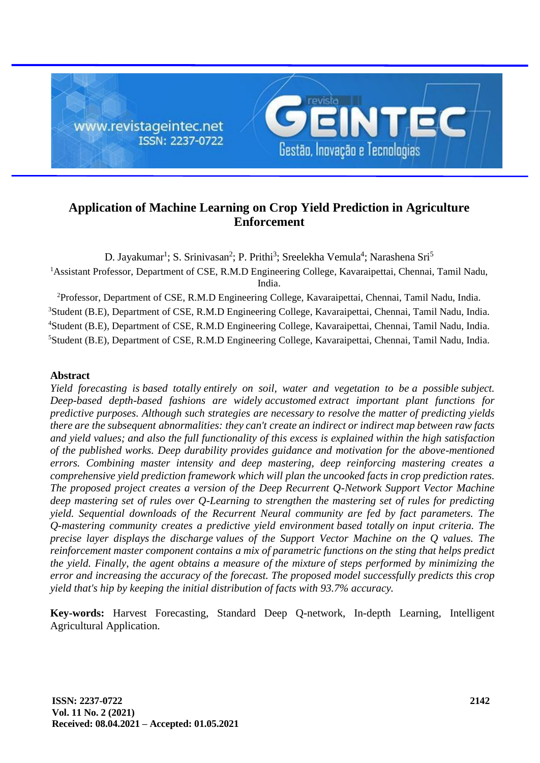# Application of Machine Learning on Crop Yield Prediction in Agriculture Enforcement

D. Jayakumar[1]; S. Srinivasan[2]; P. Prithi[3]; Sreelekha Vemula[4]; Narashena Sri[5]

[1]Assistant Professor, Department of CSE, R.M.D Engineering College, Kavaraipettai, Chennai, Tamil Nadu, India.

[2]Professor, Department of CSE, R.M.D Engineering College, Kavaraipettai, Chennai, Tamil Nadu, India.

[3]Student (B.E), Department of CSE, R.M.D Engineering College, Kavaraipettai, Chennai, Tamil Nadu, India.

[4]Student (B.E), Department of CSE, R.M.D Engineering College, Kavaraipettai, Chennai, Tamil Nadu, India.

[5]Student (B.E), Department of CSE, R.M.D Engineering College, Kavaraipettai, Chennai, Tamil Nadu, India.

## Abstract

*Yield forecasting is based totally entirely on soil, water and vegetation to be a possible subject. Deep-based depth-based fashions are widely accustomed extract important plant functions for predictive purposes. Although such strategies are necessary to resolve the matter of predicting yields there are the subsequent abnormalities: they can't create an indirect or indirect map between raw facts and yield values; and also the full functionality of this excess is explained within the high satisfaction of the published works. Deep durability provides guidance and motivation for the above-mentioned errors. Combining master intensity and deep mastering, deep reinforcing mastering creates a comprehensive yield prediction framework which will plan the uncooked facts in crop prediction rates. The proposed project creates a version of the Deep Recurrent Q-Network Support Vector Machine deep mastering set of rules over Q-Learning to strengthen the mastering set of rules for predicting yield. Sequential downloads of the Recurrent Neural community are fed by fact parameters. The Q-mastering community creates a predictive yield environment based totally on input criteria. The precise layer displays the discharge values of the Support Vector Machine on the Q values. The reinforcement master component contains a mix of parametric functions on the sting that helps predict the yield. Finally, the agent obtains a measure of the mixture of steps performed by minimizing the error and increasing the accuracy of the forecast. The proposed model successfully predicts this crop yield that's hip by keeping the initial distribution of facts with 93.7% accuracy.*

**Key-words:** Harvest Forecasting, Standard Deep Q-network, In-depth Learning, Intelligent Agricultural Application.

**Received: 08.04.2021 – Accepted: 01.05.2021**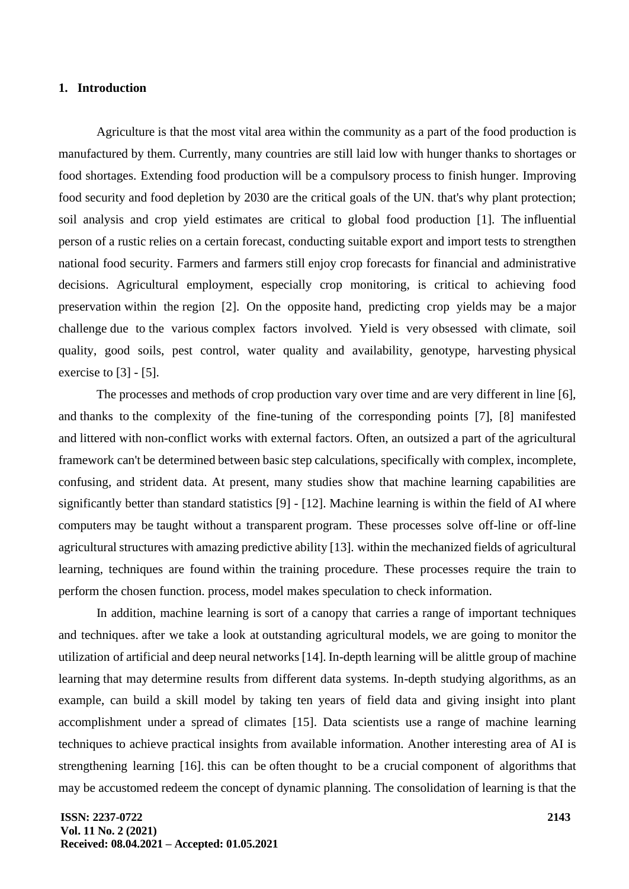## 1. Introduction

Agriculture is that the most vital area within the community as a part of the food production is manufactured by them. Currently, many countries are still laid low with hunger thanks to shortages or food shortages. Extending food production will be a compulsory process to finish hunger. Improving food security and food depletion by 2030 are the critical goals of the UN. that's why plant protection; soil analysis and crop yield estimates are critical to global food production [1]. The influential person of a rustic relies on a certain forecast, conducting suitable export and import tests to strengthen national food security. Farmers and farmers still enjoy crop forecasts for financial and administrative decisions. Agricultural employment, especially crop monitoring, is critical to achieving food preservation within the region [2]. On the opposite hand, predicting crop yields may be a major challenge due to the various complex factors involved. Yield is very obsessed with climate, soil quality, good soils, pest control, water quality and availability, genotype, harvesting physical exercise to [3] - [5].

The processes and methods of crop production vary over time and are very different in line [6], and thanks to the complexity of the fine-tuning of the corresponding points [7], [8] manifested and littered with non-conflict works with external factors. Often, an outsized a part of the agricultural framework can't be determined between basic step calculations, specifically with complex, incomplete, confusing, and strident data. At present, many studies show that machine learning capabilities are significantly better than standard statistics [9] - [12]. Machine learning is within the field of AI where computers may be taught without a transparent program. These processes solve off-line or off-line agricultural structures with amazing predictive ability [13]. within the mechanized fields of agricultural learning, techniques are found within the training procedure. These processes require the train to perform the chosen function. process, model makes speculation to check information.

In addition, machine learning is sort of a canopy that carries a range of important techniques and techniques. after we take a look at outstanding agricultural models, we are going to monitor the utilization of artificial and deep neural networks [14]. In-depth learning will be alittle group of machine learning that may determine results from different data systems. In-depth studying algorithms, as an example, can build a skill model by taking ten years of field data and giving insight into plant accomplishment under a spread of climates [15]. Data scientists use a range of machine learning techniques to achieve practical insights from available information. Another interesting area of AI is strengthening learning [16]. this can be often thought to be a crucial component of algorithms that may be accustomed redeem the concept of dynamic planning. The consolidation of learning is that the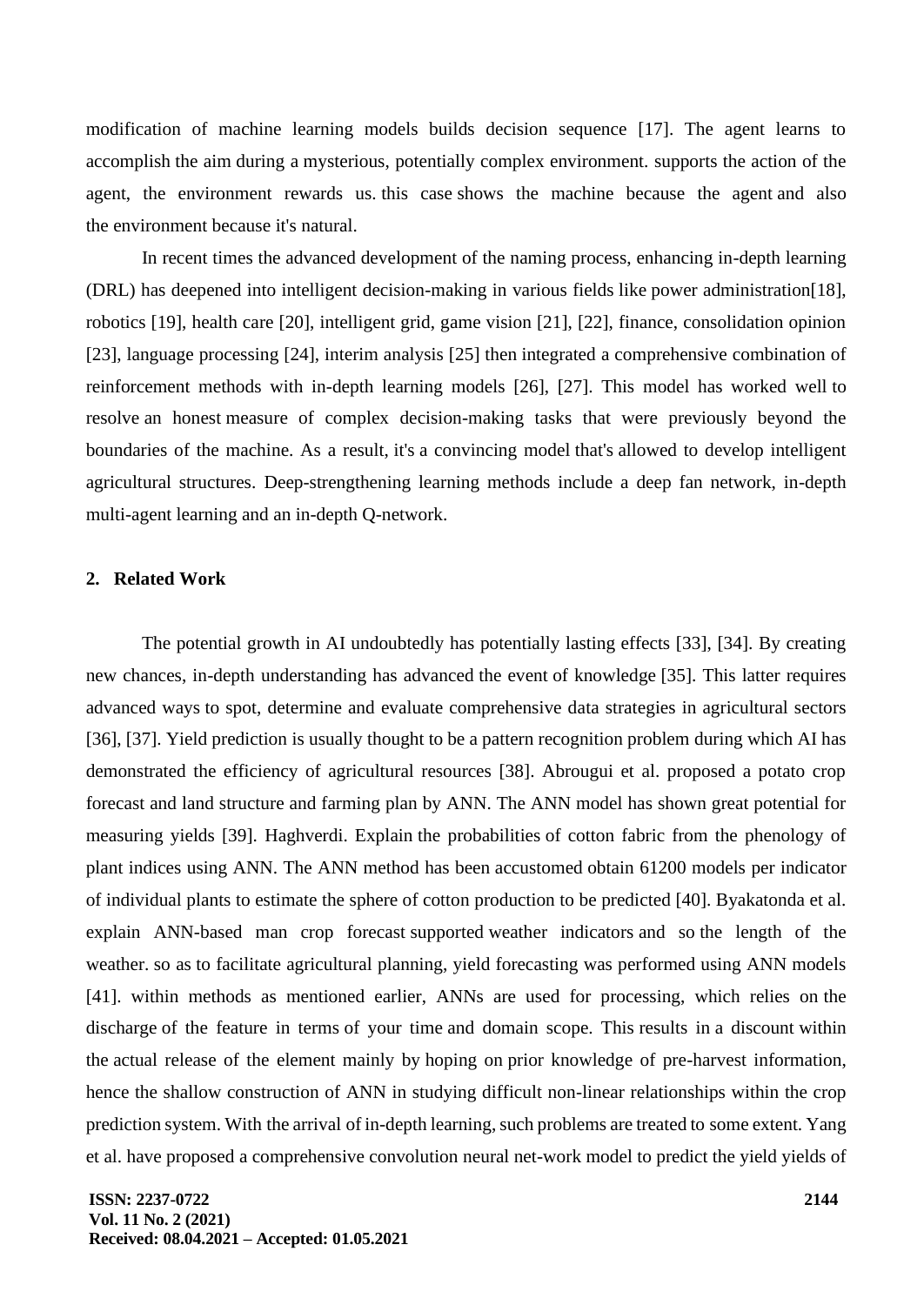modification of machine learning models builds decision sequence [17]. The agent learns to accomplish the aim during a mysterious, potentially complex environment. supports the action of the agent, the environment rewards us. this case shows the machine because the agent and also the environment because it's natural.

In recent times the advanced development of the naming process, enhancing in-depth learning (DRL) has deepened into intelligent decision-making in various fields like power administration[18], robotics [19], health care [20], intelligent grid, game vision [21], [22], finance, consolidation opinion [23], language processing [24], interim analysis [25] then integrated a comprehensive combination of reinforcement methods with in-depth learning models [26], [27]. This model has worked well to resolve an honest measure of complex decision-making tasks that were previously beyond the boundaries of the machine. As a result, it's a convincing model that's allowed to develop intelligent agricultural structures. Deep-strengthening learning methods include a deep fan network, in-depth multi-agent learning and an in-depth Q-network.

## 2. Related Work

The potential growth in AI undoubtedly has potentially lasting effects [33], [34]. By creating new chances, in-depth understanding has advanced the event of knowledge [35]. This latter requires advanced ways to spot, determine and evaluate comprehensive data strategies in agricultural sectors [36], [37]. Yield prediction is usually thought to be a pattern recognition problem during which AI has demonstrated the efficiency of agricultural resources [38]. Abrougui et al. proposed a potato crop forecast and land structure and farming plan by ANN. The ANN model has shown great potential for measuring yields [39]. Haghverdi. Explain the probabilities of cotton fabric from the phenology of plant indices using ANN. The ANN method has been accustomed obtain 61200 models per indicator of individual plants to estimate the sphere of cotton production to be predicted [40]. Byakatonda et al. explain ANN-based man crop forecast supported weather indicators and so the length of the weather. so as to facilitate agricultural planning, yield forecasting was performed using ANN models [41]. within methods as mentioned earlier, ANNs are used for processing, which relies on the discharge of the feature in terms of your time and domain scope. This results in a discount within the actual release of the element mainly by hoping on prior knowledge of pre-harvest information, hence the shallow construction of ANN in studying difficult non-linear relationships within the crop prediction system. With the arrival of in-depth learning, such problems are treated to some extent. Yang et al. have proposed a comprehensive convolution neural net-work model to predict the yield yields of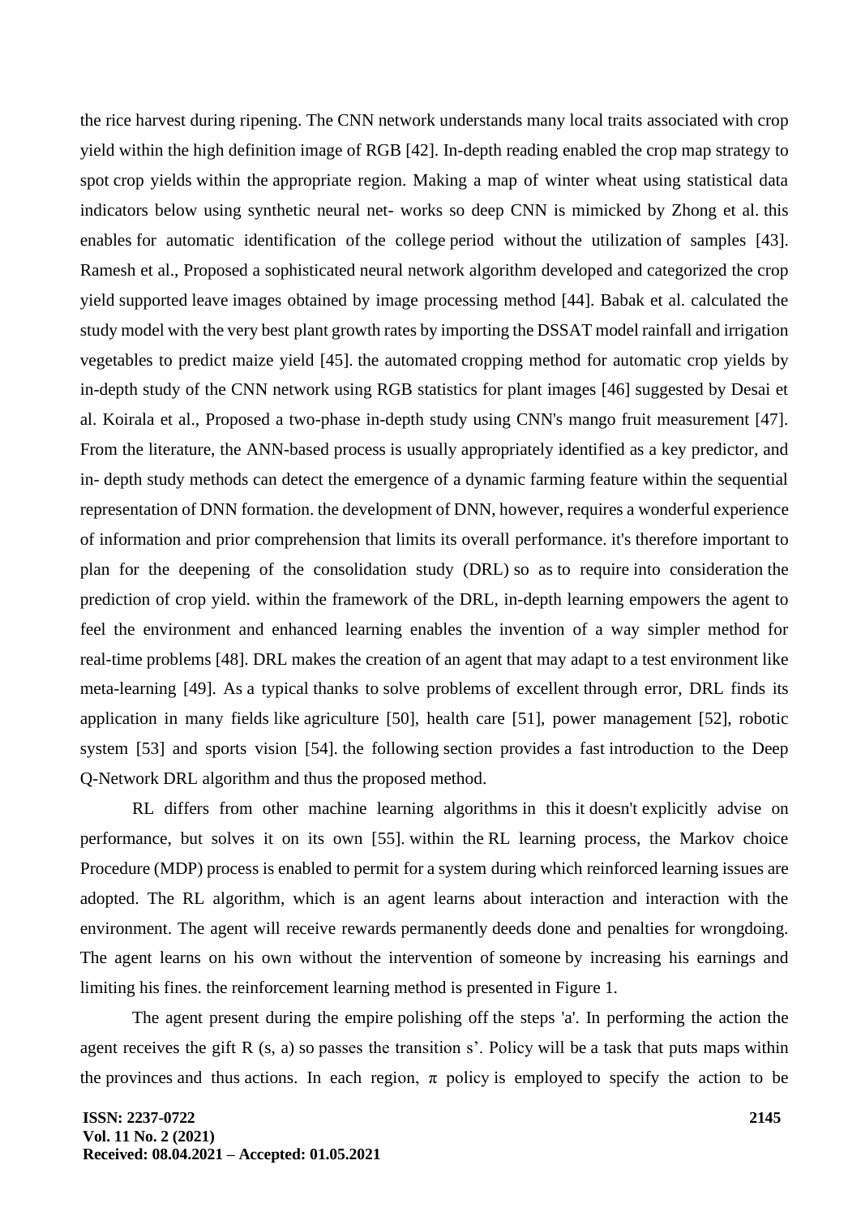the rice harvest during ripening. The CNN network understands many local traits associated with crop yield within the high definition image of RGB [42]. In-depth reading enabled the crop map strategy to spot crop yields within the appropriate region. Making a map of winter wheat using statistical data indicators below using synthetic neural net- works so deep CNN is mimicked by Zhong et al. this enables for automatic identification of the college period without the utilization of samples [43]. Ramesh et al., Proposed a sophisticated neural network algorithm developed and categorized the crop yield supported leave images obtained by image processing method [44]. Babak et al. calculated the study model with the very best plant growth rates by importing the DSSAT model rainfall and irrigation vegetables to predict maize yield [45]. the automated cropping method for automatic crop yields by in-depth study of the CNN network using RGB statistics for plant images [46] suggested by Desai et al. Koirala et al., Proposed a two-phase in-depth study using CNN's mango fruit measurement [47]. From the literature, the ANN-based process is usually appropriately identified as a key predictor, and in- depth study methods can detect the emergence of a dynamic farming feature within the sequential representation of DNN formation. the development of DNN, however, requires a wonderful experience of information and prior comprehension that limits its overall performance. it's therefore important to plan for the deepening of the consolidation study (DRL) so as to require into consideration the prediction of crop yield. within the framework of the DRL, in-depth learning empowers the agent to feel the environment and enhanced learning enables the invention of a way simpler method for real-time problems [48]. DRL makes the creation of an agent that may adapt to a test environment like meta-learning [49]. As a typical thanks to solve problems of excellent through error, DRL finds its application in many fields like agriculture [50], health care [51], power management [52], robotic system [53] and sports vision [54]. the following section provides a fast introduction to the Deep Q-Network DRL algorithm and thus the proposed method.

RL differs from other machine learning algorithms in this it doesn't explicitly advise on performance, but solves it on its own [55]. within the RL learning process, the Markov choice Procedure (MDP) process is enabled to permit for a system during which reinforced learning issues are adopted. The RL algorithm, which is an agent learns about interaction and interaction with the environment. The agent will receive rewards permanently deeds done and penalties for wrongdoing. The agent learns on his own without the intervention of someone by increasing his earnings and limiting his fines. the reinforcement learning method is presented in Figure 1.

The agent present during the empire polishing off the steps 'a'. In performing the action the agent receives the gift R (s, a) so passes the transition s'. Policy will be a task that puts maps within the provinces and thus actions. In each region, $\pi$ policy is employed to specify the action to be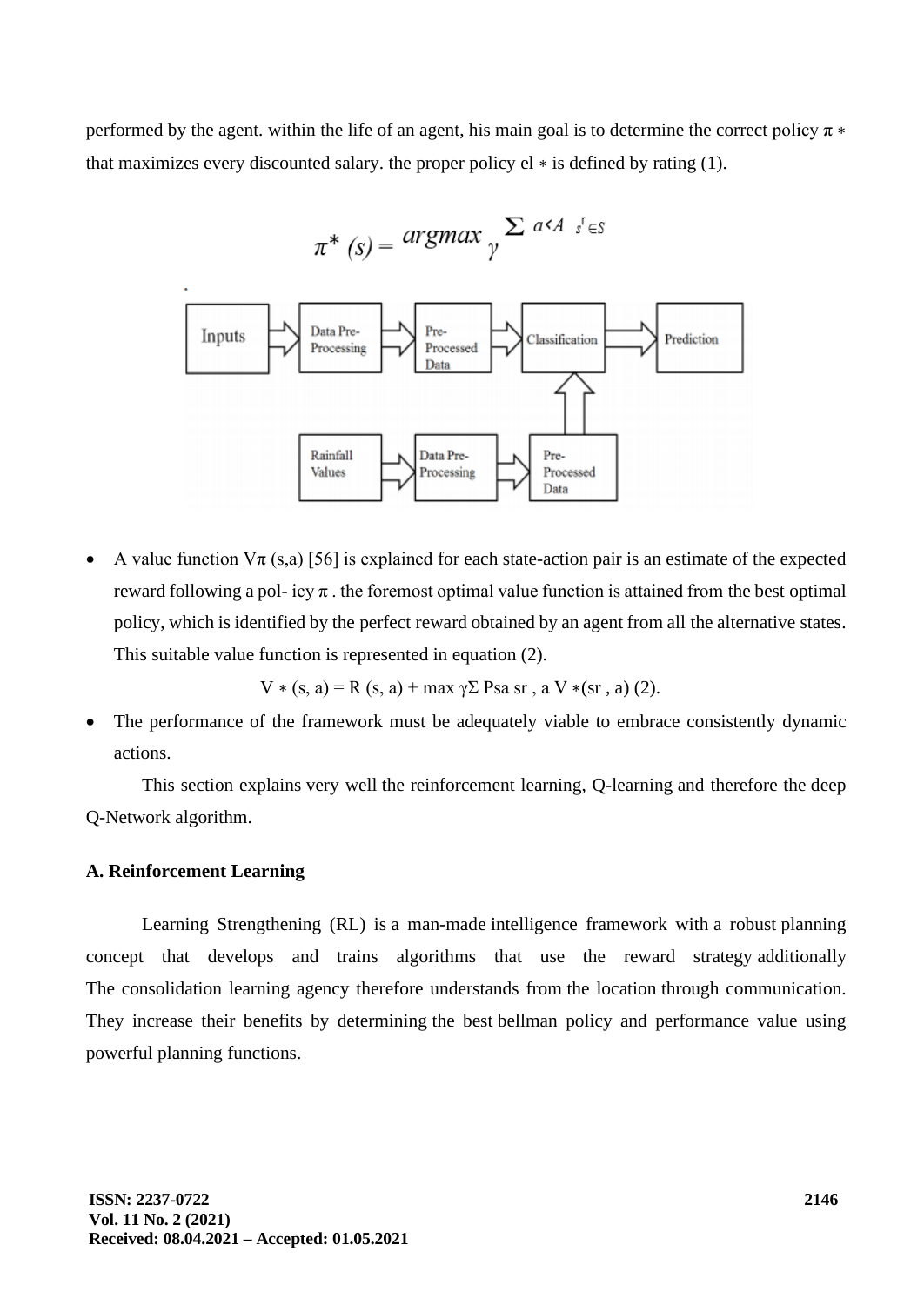performed by the agent. within the life of an agent, his main goal is to determine the correct policy $\pi *$ that maximizes every discounted salary. the proper policy el $*$ is defined by rating (1).

$$\pi^* (s) = argmax_{\gamma} {}^{\sum \, a<A \;\; s' \in S}$$

Inputs → Data Pre-Processing → Pre-Processed Data → Classification → Prediction

Rainfall Values → Data Pre-Processing → Pre-Processed Data → Classification

- A value function $V\pi$ (s,a) [56] is explained for each state-action pair is an estimate of the expected reward following a pol- icy $\pi$ . the foremost optimal value function is attained from the best optimal policy, which is identified by the perfect reward obtained by an agent from all the alternative states. This suitable value function is represented in equation (2).

$$V * (s, a) = R (s, a) + \max \gamma \Sigma \, Psa \, sr , a \, V *(sr , a) \; (2).$$

- The performance of the framework must be adequately viable to embrace consistently dynamic actions.

This section explains very well the reinforcement learning, Q-learning and therefore the deep Q-Network algorithm.

### A. Reinforcement Learning

Learning Strengthening (RL) is a man-made intelligence framework with a robust planning concept that develops and trains algorithms that use the reward strategy additionally The consolidation learning agency therefore understands from the location through communication. They increase their benefits by determining the best bellman policy and performance value using powerful planning functions.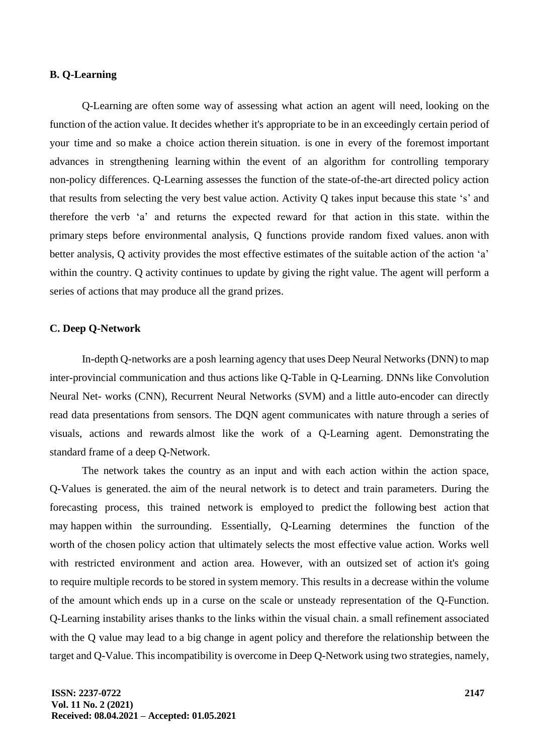### B. Q-Learning

Q-Learning are often some way of assessing what action an agent will need, looking on the function of the action value. It decides whether it's appropriate to be in an exceedingly certain period of your time and so make a choice action therein situation. is one in every of the foremost important advances in strengthening learning within the event of an algorithm for controlling temporary non-policy differences. Q-Learning assesses the function of the state-of-the-art directed policy action that results from selecting the very best value action. Activity Q takes input because this state 's' and therefore the verb 'a' and returns the expected reward for that action in this state. within the primary steps before environmental analysis, Q functions provide random fixed values. anon with better analysis, Q activity provides the most effective estimates of the suitable action of the action 'a' within the country. Q activity continues to update by giving the right value. The agent will perform a series of actions that may produce all the grand prizes.

### C. Deep Q-Network

In-depth Q-networks are a posh learning agency that uses Deep Neural Networks (DNN) to map inter-provincial communication and thus actions like Q-Table in Q-Learning. DNNs like Convolution Neural Net- works (CNN), Recurrent Neural Networks (SVM) and a little auto-encoder can directly read data presentations from sensors. The DQN agent communicates with nature through a series of visuals, actions and rewards almost like the work of a Q-Learning agent. Demonstrating the standard frame of a deep Q-Network.

The network takes the country as an input and with each action within the action space, Q-Values is generated. the aim of the neural network is to detect and train parameters. During the forecasting process, this trained network is employed to predict the following best action that may happen within the surrounding. Essentially, Q-Learning determines the function of the worth of the chosen policy action that ultimately selects the most effective value action. Works well with restricted environment and action area. However, with an outsized set of action it's going to require multiple records to be stored in system memory. This results in a decrease within the volume of the amount which ends up in a curse on the scale or unsteady representation of the Q-Function. Q-Learning instability arises thanks to the links within the visual chain. a small refinement associated with the Q value may lead to a big change in agent policy and therefore the relationship between the target and Q-Value. This incompatibility is overcome in Deep Q-Network using two strategies, namely,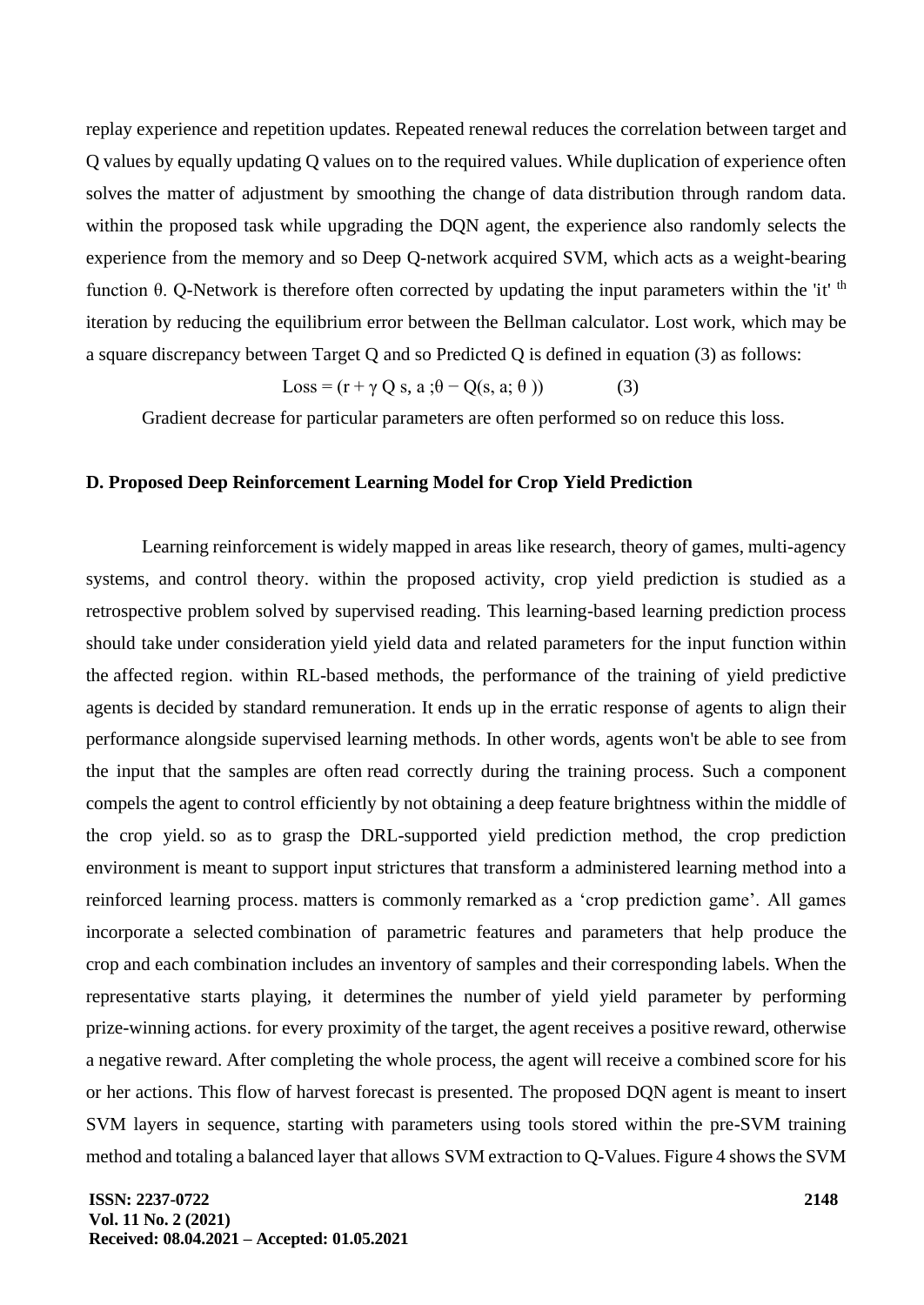replay experience and repetition updates. Repeated renewal reduces the correlation between target and Q values by equally updating Q values on to the required values. While duplication of experience often solves the matter of adjustment by smoothing the change of data distribution through random data. within the proposed task while upgrading the DQN agent, the experience also randomly selects the experience from the memory and so Deep Q-network acquired SVM, which acts as a weight-bearing function θ. Q-Network is therefore often corrected by updating the input parameters within the 'it' $^{th}$ iteration by reducing the equilibrium error between the Bellman calculator. Lost work, which may be a square discrepancy between Target Q and so Predicted Q is defined in equation (3) as follows:

$$\text{Loss} = (r + \gamma \, Q \; s, a \; ;\theta - Q(s, a; \theta \,)) \qquad (3)$$

Gradient decrease for particular parameters are often performed so on reduce this loss.

## D. Proposed Deep Reinforcement Learning Model for Crop Yield Prediction

Learning reinforcement is widely mapped in areas like research, theory of games, multi-agency systems, and control theory. within the proposed activity, crop yield prediction is studied as a retrospective problem solved by supervised reading. This learning-based learning prediction process should take under consideration yield yield data and related parameters for the input function within the affected region. within RL-based methods, the performance of the training of yield predictive agents is decided by standard remuneration. It ends up in the erratic response of agents to align their performance alongside supervised learning methods. In other words, agents won't be able to see from the input that the samples are often read correctly during the training process. Such a component compels the agent to control efficiently by not obtaining a deep feature brightness within the middle of the crop yield. so as to grasp the DRL-supported yield prediction method, the crop prediction environment is meant to support input strictures that transform a administered learning method into a reinforced learning process. matters is commonly remarked as a 'crop prediction game'. All games incorporate a selected combination of parametric features and parameters that help produce the crop and each combination includes an inventory of samples and their corresponding labels. When the representative starts playing, it determines the number of yield yield parameter by performing prize-winning actions. for every proximity of the target, the agent receives a positive reward, otherwise a negative reward. After completing the whole process, the agent will receive a combined score for his or her actions. This flow of harvest forecast is presented. The proposed DQN agent is meant to insert SVM layers in sequence, starting with parameters using tools stored within the pre-SVM training method and totaling a balanced layer that allows SVM extraction to Q-Values. Figure 4 shows the SVM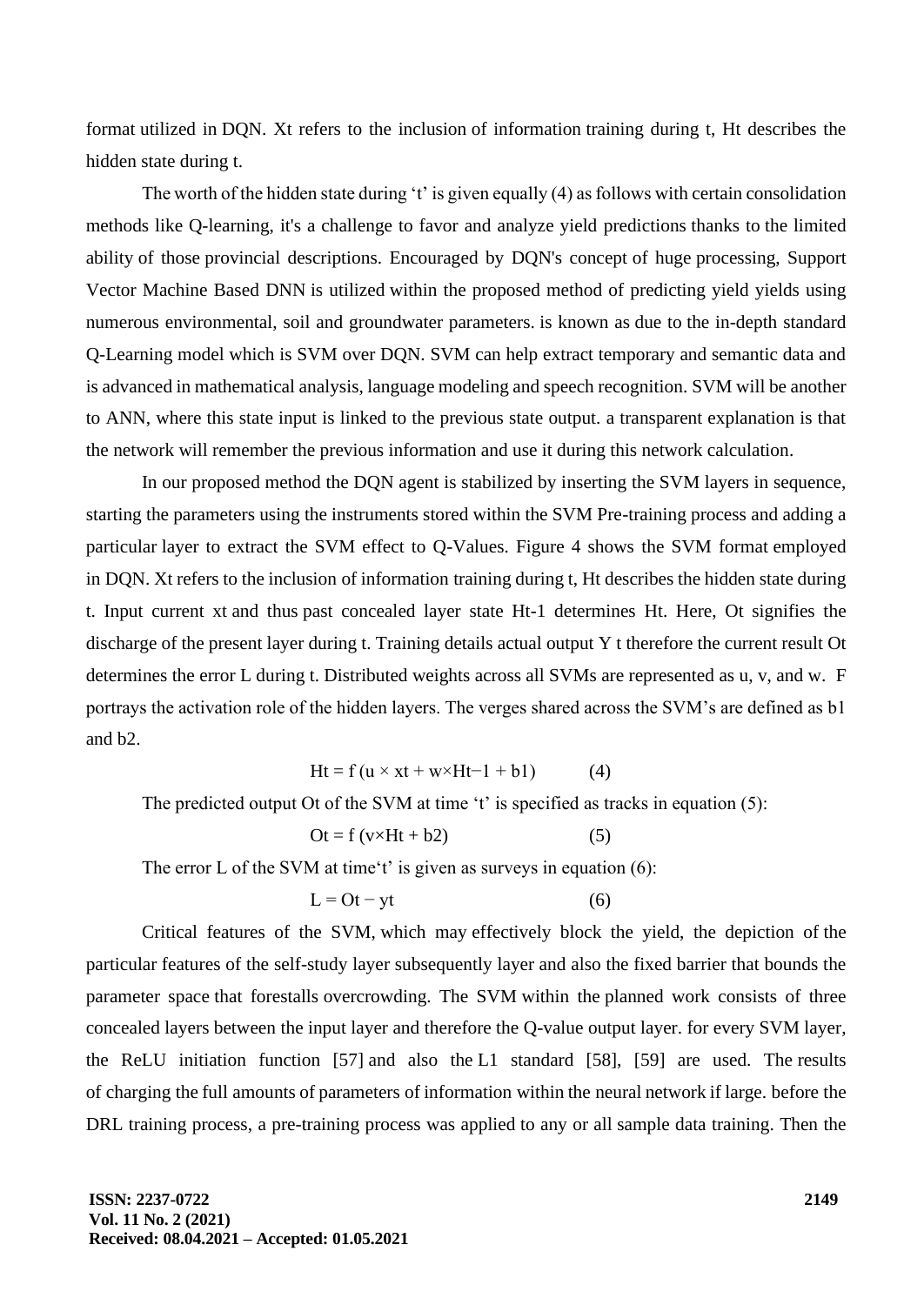format utilized in DQN. Xt refers to the inclusion of information training during t, Ht describes the hidden state during t.

The worth of the hidden state during 't' is given equally (4) as follows with certain consolidation methods like Q-learning, it's a challenge to favor and analyze yield predictions thanks to the limited ability of those provincial descriptions. Encouraged by DQN's concept of huge processing, Support Vector Machine Based DNN is utilized within the proposed method of predicting yield yields using numerous environmental, soil and groundwater parameters. is known as due to the in-depth standard Q-Learning model which is SVM over DQN. SVM can help extract temporary and semantic data and is advanced in mathematical analysis, language modeling and speech recognition. SVM will be another to ANN, where this state input is linked to the previous state output. a transparent explanation is that the network will remember the previous information and use it during this network calculation.

In our proposed method the DQN agent is stabilized by inserting the SVM layers in sequence, starting the parameters using the instruments stored within the SVM Pre-training process and adding a particular layer to extract the SVM effect to Q-Values. Figure 4 shows the SVM format employed in DQN. Xt refers to the inclusion of information training during t, Ht describes the hidden state during t. Input current xt and thus past concealed layer state Ht-1 determines Ht. Here, Ot signifies the discharge of the present layer during t. Training details actual output Y t therefore the current result Ot determines the error L during t. Distributed weights across all SVMs are represented as u, v, and w. F portrays the activation role of the hidden layers. The verges shared across the SVM's are defined as b1 and b2.

$$Ht = f(u \times xt + w \times Ht-1 + b1) \quad (4)$$

The predicted output Ot of the SVM at time 't' is specified as tracks in equation (5):

$$Ot = f(v \times Ht + b2) \quad (5)$$

The error L of the SVM at time't' is given as surveys in equation (6):

$$L = Ot - yt \quad (6)$$

Critical features of the SVM, which may effectively block the yield, the depiction of the particular features of the self-study layer subsequently layer and also the fixed barrier that bounds the parameter space that forestalls overcrowding. The SVM within the planned work consists of three concealed layers between the input layer and therefore the Q-value output layer. for every SVM layer, the ReLU initiation function [57] and also the L1 standard [58], [59] are used. The results of charging the full amounts of parameters of information within the neural network if large. before the DRL training process, a pre-training process was applied to any or all sample data training. Then the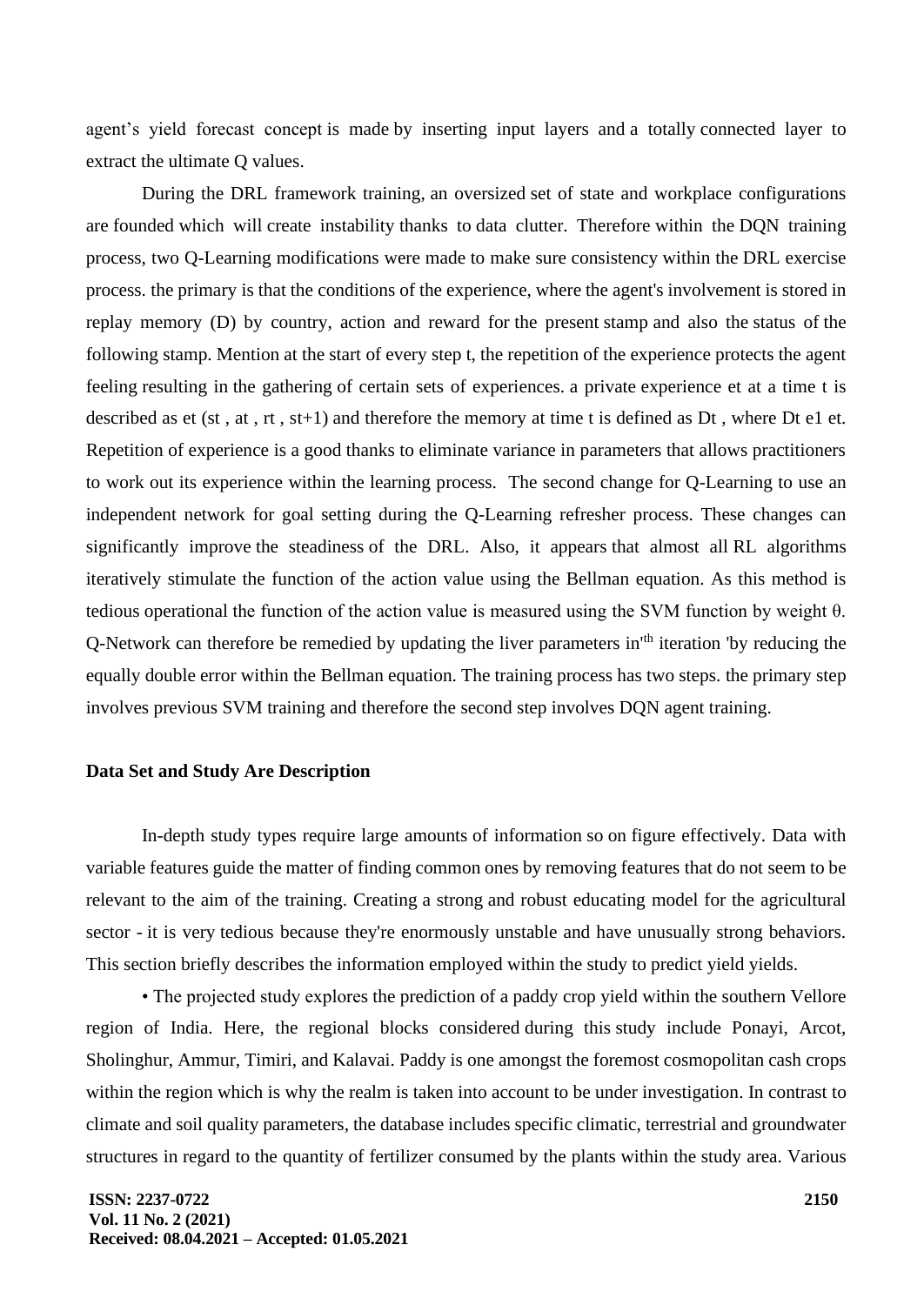agent's yield forecast concept is made by inserting input layers and a totally connected layer to extract the ultimate Q values.

During the DRL framework training, an oversized set of state and workplace configurations are founded which will create instability thanks to data clutter. Therefore within the DQN training process, two Q-Learning modifications were made to make sure consistency within the DRL exercise process. the primary is that the conditions of the experience, where the agent's involvement is stored in replay memory (D) by country, action and reward for the present stamp and also the status of the following stamp. Mention at the start of every step t, the repetition of the experience protects the agent feeling resulting in the gathering of certain sets of experiences. a private experience et at a time t is described as et (st , at , rt , st+1) and therefore the memory at time t is defined as Dt , where Dt e1 et. Repetition of experience is a good thanks to eliminate variance in parameters that allows practitioners to work out its experience within the learning process. The second change for Q-Learning to use an independent network for goal setting during the Q-Learning refresher process. These changes can significantly improve the steadiness of the DRL. Also, it appears that almost all RL algorithms iteratively stimulate the function of the action value using the Bellman equation. As this method is tedious operational the function of the action value is measured using the SVM function by weight θ. Q-Network can therefore be remedied by updating the liver parameters in'$^{th}$ iteration 'by reducing the equally double error within the Bellman equation. The training process has two steps. the primary step involves previous SVM training and therefore the second step involves DQN agent training.

**Data Set and Study Are Description**

In-depth study types require large amounts of information so on figure effectively. Data with variable features guide the matter of finding common ones by removing features that do not seem to be relevant to the aim of the training. Creating a strong and robust educating model for the agricultural sector - it is very tedious because they're enormously unstable and have unusually strong behaviors. This section briefly describes the information employed within the study to predict yield yields.

• The projected study explores the prediction of a paddy crop yield within the southern Vellore region of India. Here, the regional blocks considered during this study include Ponayi, Arcot, Sholinghur, Ammur, Timiri, and Kalavai. Paddy is one amongst the foremost cosmopolitan cash crops within the region which is why the realm is taken into account to be under investigation. In contrast to climate and soil quality parameters, the database includes specific climatic, terrestrial and groundwater structures in regard to the quantity of fertilizer consumed by the plants within the study area. Various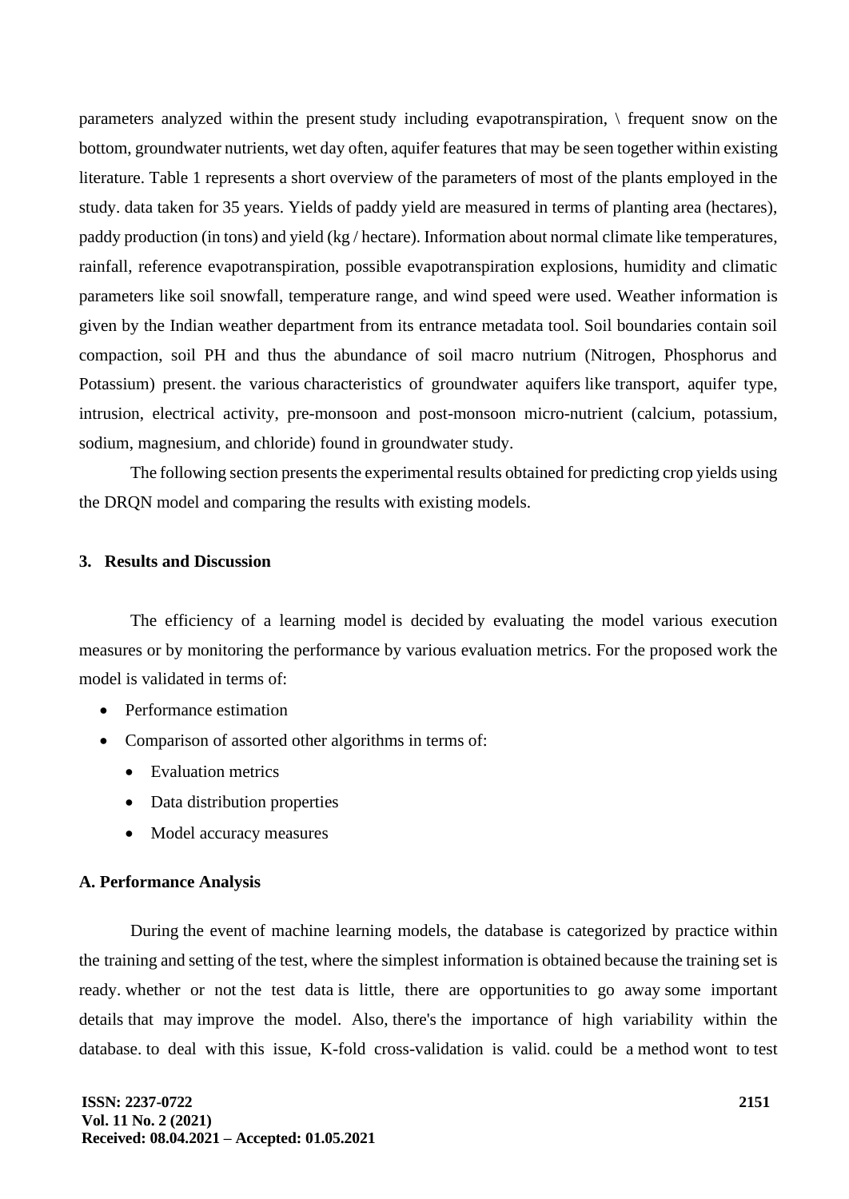parameters analyzed within the present study including evapotranspiration, \ frequent snow on the bottom, groundwater nutrients, wet day often, aquifer features that may be seen together within existing literature. Table 1 represents a short overview of the parameters of most of the plants employed in the study. data taken for 35 years. Yields of paddy yield are measured in terms of planting area (hectares), paddy production (in tons) and yield (kg / hectare). Information about normal climate like temperatures, rainfall, reference evapotranspiration, possible evapotranspiration explosions, humidity and climatic parameters like soil snowfall, temperature range, and wind speed were used. Weather information is given by the Indian weather department from its entrance metadata tool. Soil boundaries contain soil compaction, soil PH and thus the abundance of soil macro nutrium (Nitrogen, Phosphorus and Potassium) present. the various characteristics of groundwater aquifers like transport, aquifer type, intrusion, electrical activity, pre-monsoon and post-monsoon micro-nutrient (calcium, potassium, sodium, magnesium, and chloride) found in groundwater study.

The following section presents the experimental results obtained for predicting crop yields using the DRQN model and comparing the results with existing models.

## 3. Results and Discussion

The efficiency of a learning model is decided by evaluating the model various execution measures or by monitoring the performance by various evaluation metrics. For the proposed work the model is validated in terms of:

- Performance estimation
- Comparison of assorted other algorithms in terms of:
  - Evaluation metrics
  - Data distribution properties
  - Model accuracy measures

### A. Performance Analysis

During the event of machine learning models, the database is categorized by practice within the training and setting of the test, where the simplest information is obtained because the training set is ready. whether or not the test data is little, there are opportunities to go away some important details that may improve the model. Also, there's the importance of high variability within the database. to deal with this issue, K-fold cross-validation is valid. could be a method wont to test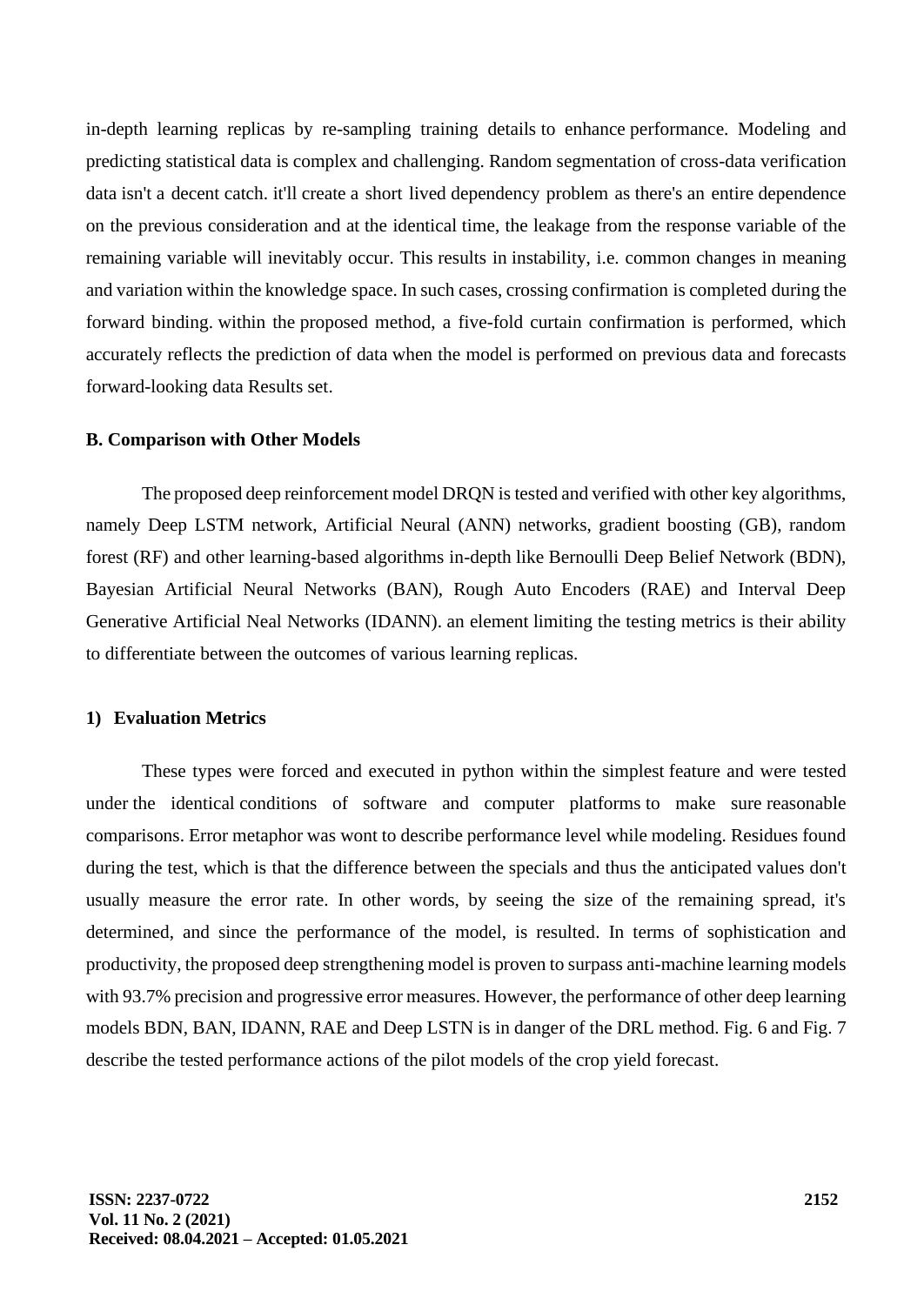in-depth learning replicas by re-sampling training details to enhance performance. Modeling and predicting statistical data is complex and challenging. Random segmentation of cross-data verification data isn't a decent catch. it'll create a short lived dependency problem as there's an entire dependence on the previous consideration and at the identical time, the leakage from the response variable of the remaining variable will inevitably occur. This results in instability, i.e. common changes in meaning and variation within the knowledge space. In such cases, crossing confirmation is completed during the forward binding. within the proposed method, a five-fold curtain confirmation is performed, which accurately reflects the prediction of data when the model is performed on previous data and forecasts forward-looking data Results set.

### B. Comparison with Other Models

The proposed deep reinforcement model DRQN is tested and verified with other key algorithms, namely Deep LSTM network, Artificial Neural (ANN) networks, gradient boosting (GB), random forest (RF) and other learning-based algorithms in-depth like Bernoulli Deep Belief Network (BDN), Bayesian Artificial Neural Networks (BAN), Rough Auto Encoders (RAE) and Interval Deep Generative Artificial Neal Networks (IDANN). an element limiting the testing metrics is their ability to differentiate between the outcomes of various learning replicas.

#### 1) Evaluation Metrics

These types were forced and executed in python within the simplest feature and were tested under the identical conditions of software and computer platforms to make sure reasonable comparisons. Error metaphor was wont to describe performance level while modeling. Residues found during the test, which is that the difference between the specials and thus the anticipated values don't usually measure the error rate. In other words, by seeing the size of the remaining spread, it's determined, and since the performance of the model, is resulted. In terms of sophistication and productivity, the proposed deep strengthening model is proven to surpass anti-machine learning models with 93.7% precision and progressive error measures. However, the performance of other deep learning models BDN, BAN, IDANN, RAE and Deep LSTN is in danger of the DRL method. Fig. 6 and Fig. 7 describe the tested performance actions of the pilot models of the crop yield forecast.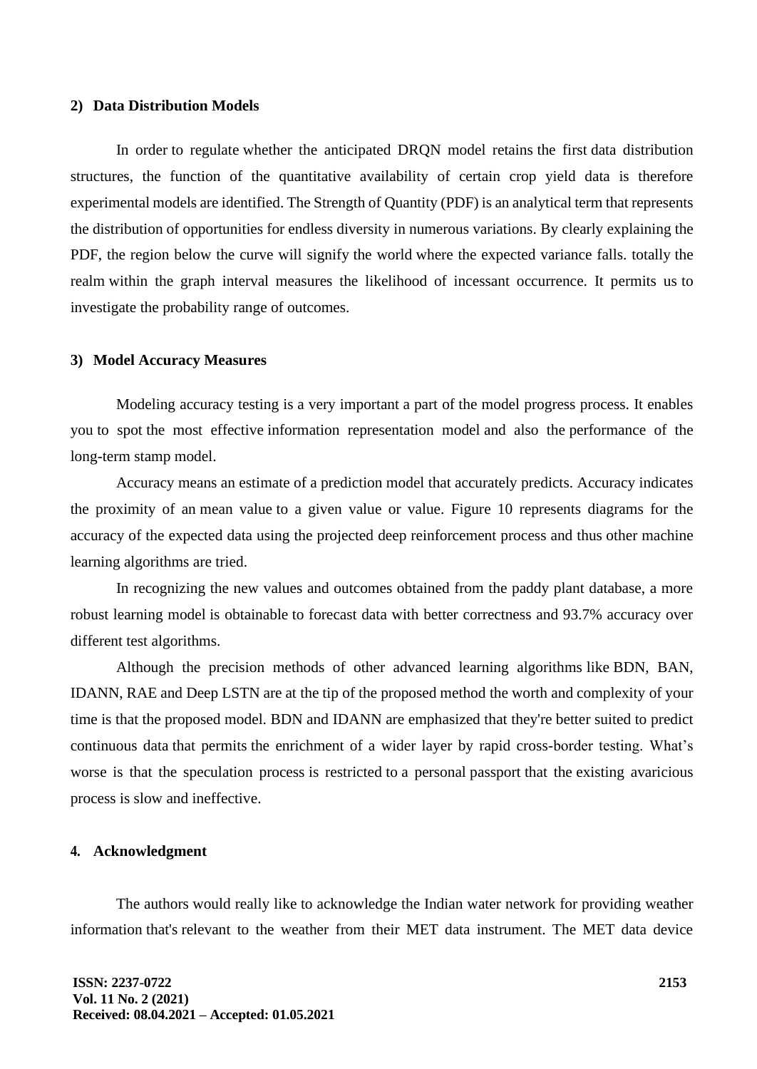#### 2) Data Distribution Models

In order to regulate whether the anticipated DRQN model retains the first data distribution structures, the function of the quantitative availability of certain crop yield data is therefore experimental models are identified. The Strength of Quantity (PDF) is an analytical term that represents the distribution of opportunities for endless diversity in numerous variations. By clearly explaining the PDF, the region below the curve will signify the world where the expected variance falls. totally the realm within the graph interval measures the likelihood of incessant occurrence. It permits us to investigate the probability range of outcomes.

#### 3) Model Accuracy Measures

Modeling accuracy testing is a very important a part of the model progress process. It enables you to spot the most effective information representation model and also the performance of the long-term stamp model.

Accuracy means an estimate of a prediction model that accurately predicts. Accuracy indicates the proximity of an mean value to a given value or value. Figure 10 represents diagrams for the accuracy of the expected data using the projected deep reinforcement process and thus other machine learning algorithms are tried.

In recognizing the new values and outcomes obtained from the paddy plant database, a more robust learning model is obtainable to forecast data with better correctness and 93.7% accuracy over different test algorithms.

Although the precision methods of other advanced learning algorithms like BDN, BAN, IDANN, RAE and Deep LSTN are at the tip of the proposed method the worth and complexity of your time is that the proposed model. BDN and IDANN are emphasized that they're better suited to predict continuous data that permits the enrichment of a wider layer by rapid cross-border testing. What's worse is that the speculation process is restricted to a personal passport that the existing avaricious process is slow and ineffective.

## 4. Acknowledgment

The authors would really like to acknowledge the Indian water network for providing weather information that's relevant to the weather from their MET data instrument. The MET data device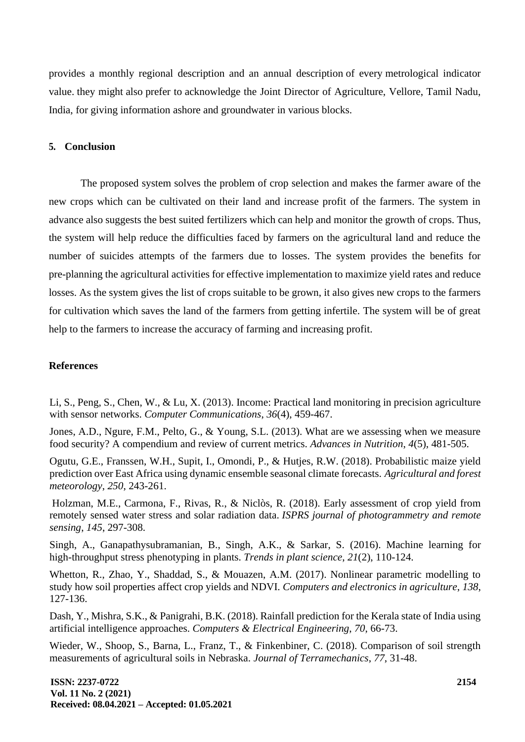provides a monthly regional description and an annual description of every metrological indicator value. they might also prefer to acknowledge the Joint Director of Agriculture, Vellore, Tamil Nadu, India, for giving information ashore and groundwater in various blocks.

## 5. Conclusion

The proposed system solves the problem of crop selection and makes the farmer aware of the new crops which can be cultivated on their land and increase profit of the farmers. The system in advance also suggests the best suited fertilizers which can help and monitor the growth of crops. Thus, the system will help reduce the difficulties faced by farmers on the agricultural land and reduce the number of suicides attempts of the farmers due to losses. The system provides the benefits for pre-planning the agricultural activities for effective implementation to maximize yield rates and reduce losses. As the system gives the list of crops suitable to be grown, it also gives new crops to the farmers for cultivation which saves the land of the farmers from getting infertile. The system will be of great help to the farmers to increase the accuracy of farming and increasing profit.

## References

Li, S., Peng, S., Chen, W., & Lu, X. (2013). Income: Practical land monitoring in precision agriculture with sensor networks. *Computer Communications*, *36*(4), 459-467.

Jones, A.D., Ngure, F.M., Pelto, G., & Young, S.L. (2013). What are we assessing when we measure food security? A compendium and review of current metrics. *Advances in Nutrition*, *4*(5), 481-505.

Ogutu, G.E., Franssen, W.H., Supit, I., Omondi, P., & Hutjes, R.W. (2018). Probabilistic maize yield prediction over East Africa using dynamic ensemble seasonal climate forecasts. *Agricultural and forest meteorology*, *250*, 243-261.

Holzman, M.E., Carmona, F., Rivas, R., & Niclòs, R. (2018). Early assessment of crop yield from remotely sensed water stress and solar radiation data. *ISPRS journal of photogrammetry and remote sensing*, *145*, 297-308.

Singh, A., Ganapathysubramanian, B., Singh, A.K., & Sarkar, S. (2016). Machine learning for high-throughput stress phenotyping in plants. *Trends in plant science*, *21*(2), 110-124.

Whetton, R., Zhao, Y., Shaddad, S., & Mouazen, A.M. (2017). Nonlinear parametric modelling to study how soil properties affect crop yields and NDVI. *Computers and electronics in agriculture*, *138*, 127-136.

Dash, Y., Mishra, S.K., & Panigrahi, B.K. (2018). Rainfall prediction for the Kerala state of India using artificial intelligence approaches. *Computers & Electrical Engineering*, *70*, 66-73.

Wieder, W., Shoop, S., Barna, L., Franz, T., & Finkenbiner, C. (2018). Comparison of soil strength measurements of agricultural soils in Nebraska. *Journal of Terramechanics*, *77*, 31-48.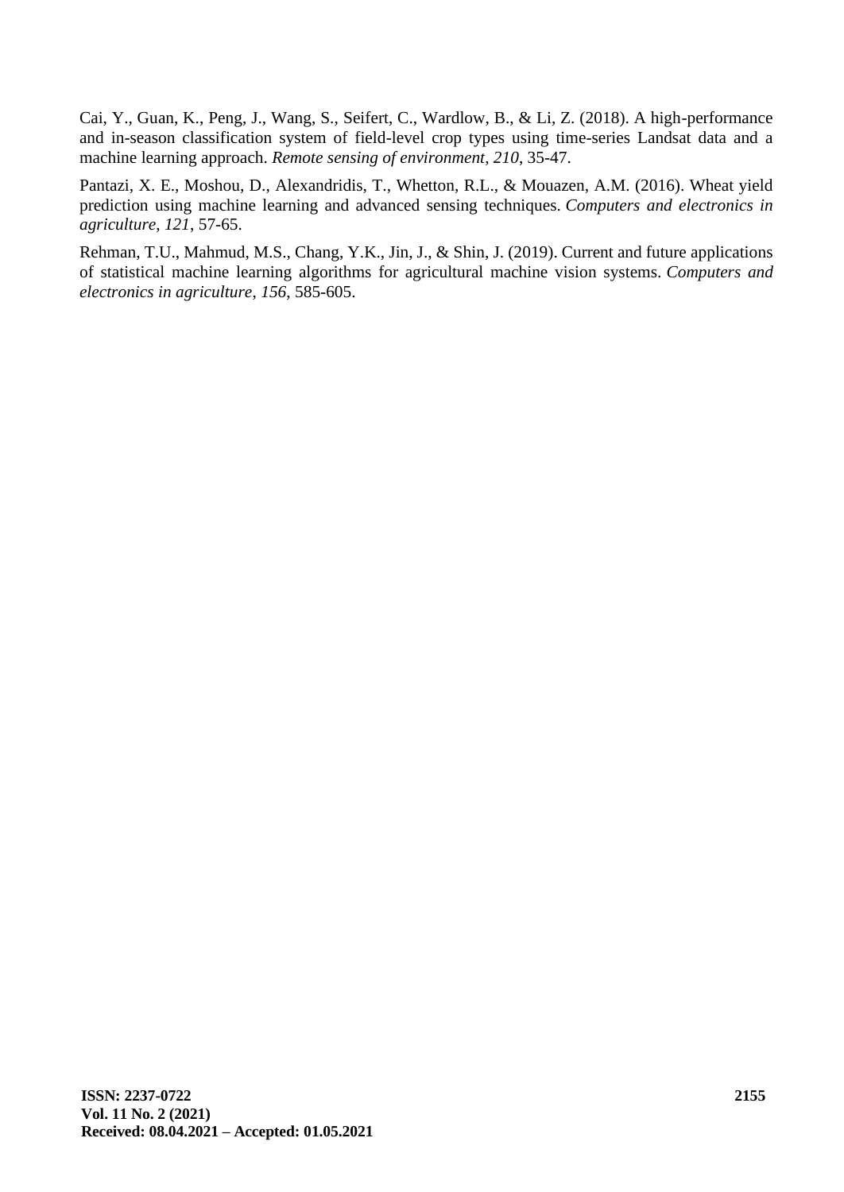Cai, Y., Guan, K., Peng, J., Wang, S., Seifert, C., Wardlow, B., & Li, Z. (2018). A high-performance and in-season classification system of field-level crop types using time-series Landsat data and a machine learning approach. *Remote sensing of environment*, *210*, 35-47.

Pantazi, X. E., Moshou, D., Alexandridis, T., Whetton, R.L., & Mouazen, A.M. (2016). Wheat yield prediction using machine learning and advanced sensing techniques. *Computers and electronics in agriculture*, *121*, 57-65.

Rehman, T.U., Mahmud, M.S., Chang, Y.K., Jin, J., & Shin, J. (2019). Current and future applications of statistical machine learning algorithms for agricultural machine vision systems. *Computers and electronics in agriculture*, *156*, 585-605.